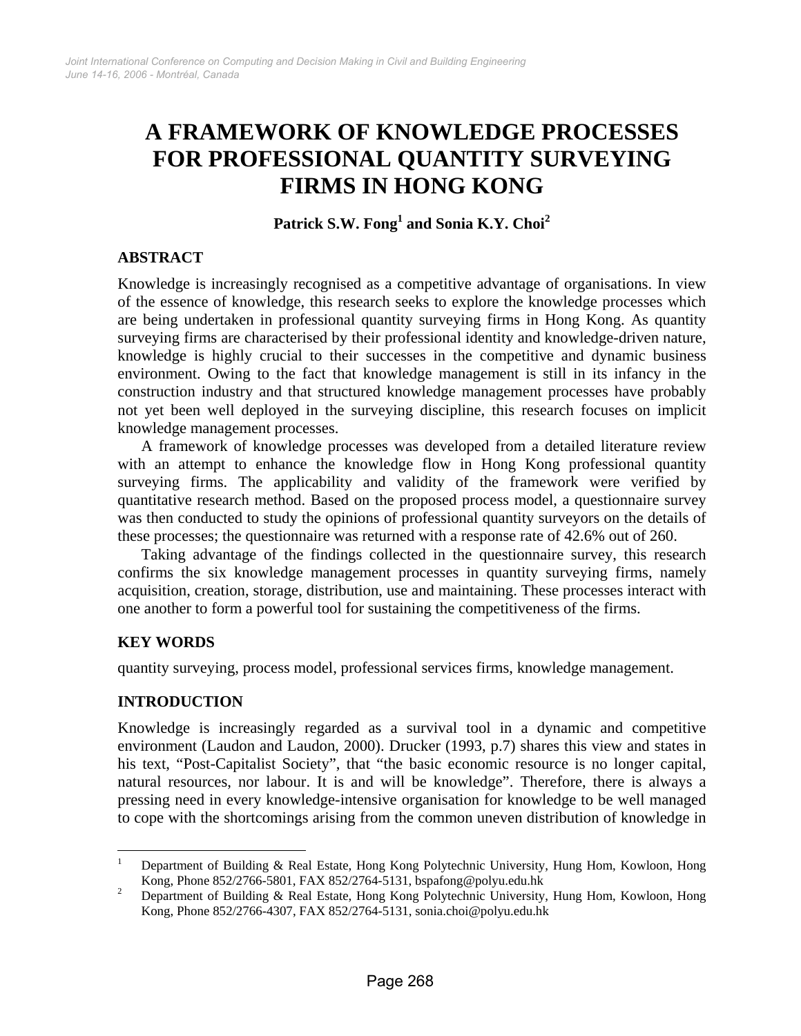# A FRAMEWORK OF KNOWLEDGE PROCESSES FOR PROFESSIONAL QUANTITY SURVEYING FIRMS IN HONG KONG

**Patrick S.W. Fong[1] and Sonia K.Y. Choi[2]**

## ABSTRACT

Knowledge is increasingly recognised as a competitive advantage of organisations. In view of the essence of knowledge, this research seeks to explore the knowledge processes which are being undertaken in professional quantity surveying firms in Hong Kong. As quantity surveying firms are characterised by their professional identity and knowledge-driven nature, knowledge is highly crucial to their successes in the competitive and dynamic business environment. Owing to the fact that knowledge management is still in its infancy in the construction industry and that structured knowledge management processes have probably not yet been well deployed in the surveying discipline, this research focuses on implicit knowledge management processes.

A framework of knowledge processes was developed from a detailed literature review with an attempt to enhance the knowledge flow in Hong Kong professional quantity surveying firms. The applicability and validity of the framework were verified by quantitative research method. Based on the proposed process model, a questionnaire survey was then conducted to study the opinions of professional quantity surveyors on the details of these processes; the questionnaire was returned with a response rate of 42.6% out of 260.

Taking advantage of the findings collected in the questionnaire survey, this research confirms the six knowledge management processes in quantity surveying firms, namely acquisition, creation, storage, distribution, use and maintaining. These processes interact with one another to form a powerful tool for sustaining the competitiveness of the firms.

## KEY WORDS

quantity surveying, process model, professional services firms, knowledge management.

## INTRODUCTION

Knowledge is increasingly regarded as a survival tool in a dynamic and competitive environment (Laudon and Laudon, 2000). Drucker (1993, p.7) shares this view and states in his text, "Post-Capitalist Society", that "the basic economic resource is no longer capital, natural resources, nor labour. It is and will be knowledge". Therefore, there is always a pressing need in every knowledge-intensive organisation for knowledge to be well managed to cope with the shortcomings arising from the common uneven distribution of knowledge in

---

[1] Department of Building & Real Estate, Hong Kong Polytechnic University, Hung Hom, Kowloon, Hong Kong, Phone 852/2766-5801, FAX 852/2764-5131, bspafong@polyu.edu.hk

[2] Department of Building & Real Estate, Hong Kong Polytechnic University, Hung Hom, Kowloon, Hong Kong, Phone 852/2766-4307, FAX 852/2764-5131, sonia.choi@polyu.edu.hk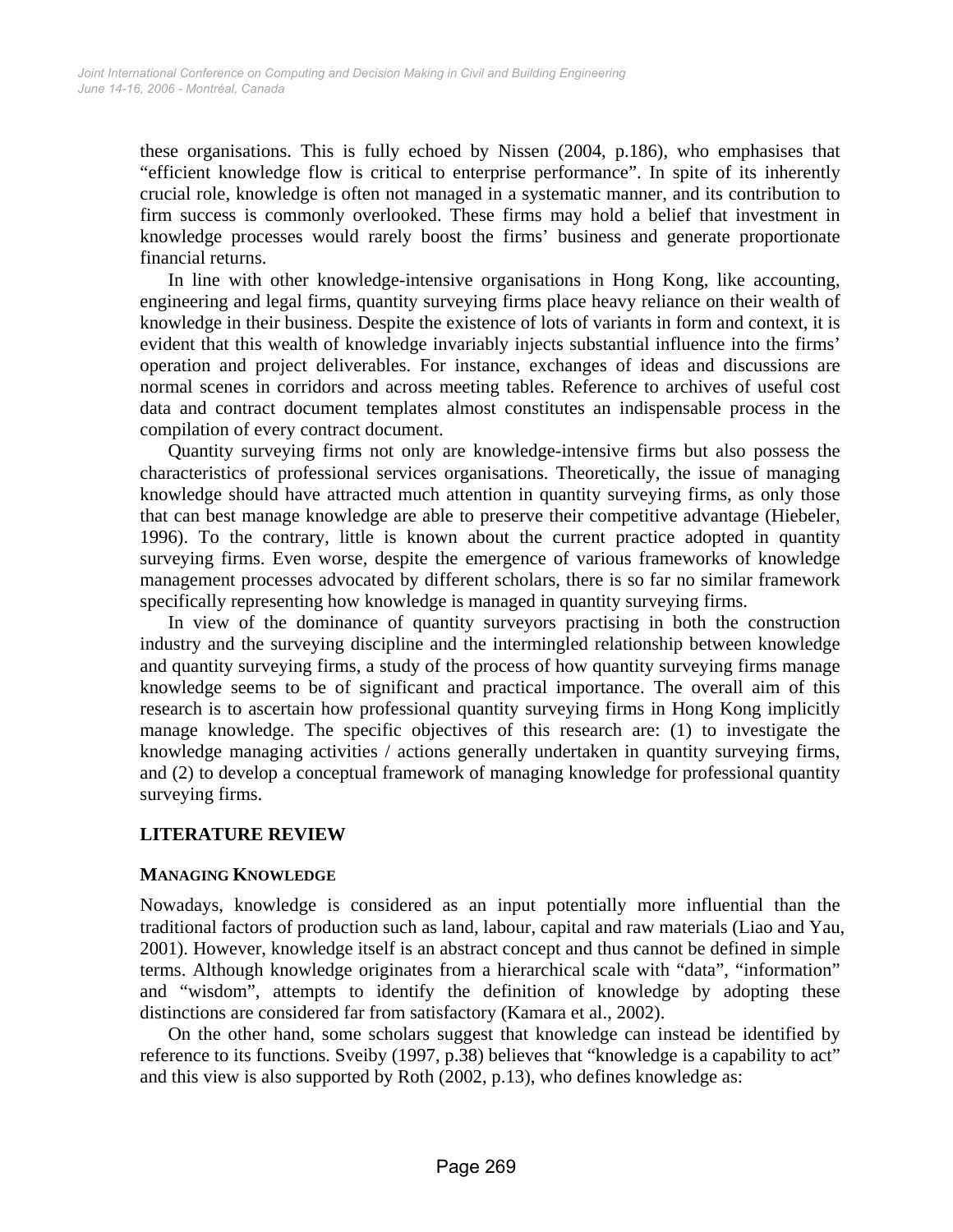these organisations. This is fully echoed by Nissen (2004, p.186), who emphasises that "efficient knowledge flow is critical to enterprise performance". In spite of its inherently crucial role, knowledge is often not managed in a systematic manner, and its contribution to firm success is commonly overlooked. These firms may hold a belief that investment in knowledge processes would rarely boost the firms' business and generate proportionate financial returns.

In line with other knowledge-intensive organisations in Hong Kong, like accounting, engineering and legal firms, quantity surveying firms place heavy reliance on their wealth of knowledge in their business. Despite the existence of lots of variants in form and context, it is evident that this wealth of knowledge invariably injects substantial influence into the firms' operation and project deliverables. For instance, exchanges of ideas and discussions are normal scenes in corridors and across meeting tables. Reference to archives of useful cost data and contract document templates almost constitutes an indispensable process in the compilation of every contract document.

Quantity surveying firms not only are knowledge-intensive firms but also possess the characteristics of professional services organisations. Theoretically, the issue of managing knowledge should have attracted much attention in quantity surveying firms, as only those that can best manage knowledge are able to preserve their competitive advantage (Hiebeler, 1996). To the contrary, little is known about the current practice adopted in quantity surveying firms. Even worse, despite the emergence of various frameworks of knowledge management processes advocated by different scholars, there is so far no similar framework specifically representing how knowledge is managed in quantity surveying firms.

In view of the dominance of quantity surveyors practising in both the construction industry and the surveying discipline and the intermingled relationship between knowledge and quantity surveying firms, a study of the process of how quantity surveying firms manage knowledge seems to be of significant and practical importance. The overall aim of this research is to ascertain how professional quantity surveying firms in Hong Kong implicitly manage knowledge. The specific objectives of this research are: (1) to investigate the knowledge managing activities / actions generally undertaken in quantity surveying firms, and (2) to develop a conceptual framework of managing knowledge for professional quantity surveying firms.

## LITERATURE REVIEW

### MANAGING KNOWLEDGE

Nowadays, knowledge is considered as an input potentially more influential than the traditional factors of production such as land, labour, capital and raw materials (Liao and Yau, 2001). However, knowledge itself is an abstract concept and thus cannot be defined in simple terms. Although knowledge originates from a hierarchical scale with "data", "information" and "wisdom", attempts to identify the definition of knowledge by adopting these distinctions are considered far from satisfactory (Kamara et al., 2002).

On the other hand, some scholars suggest that knowledge can instead be identified by reference to its functions. Sveiby (1997, p.38) believes that "knowledge is a capability to act" and this view is also supported by Roth (2002, p.13), who defines knowledge as: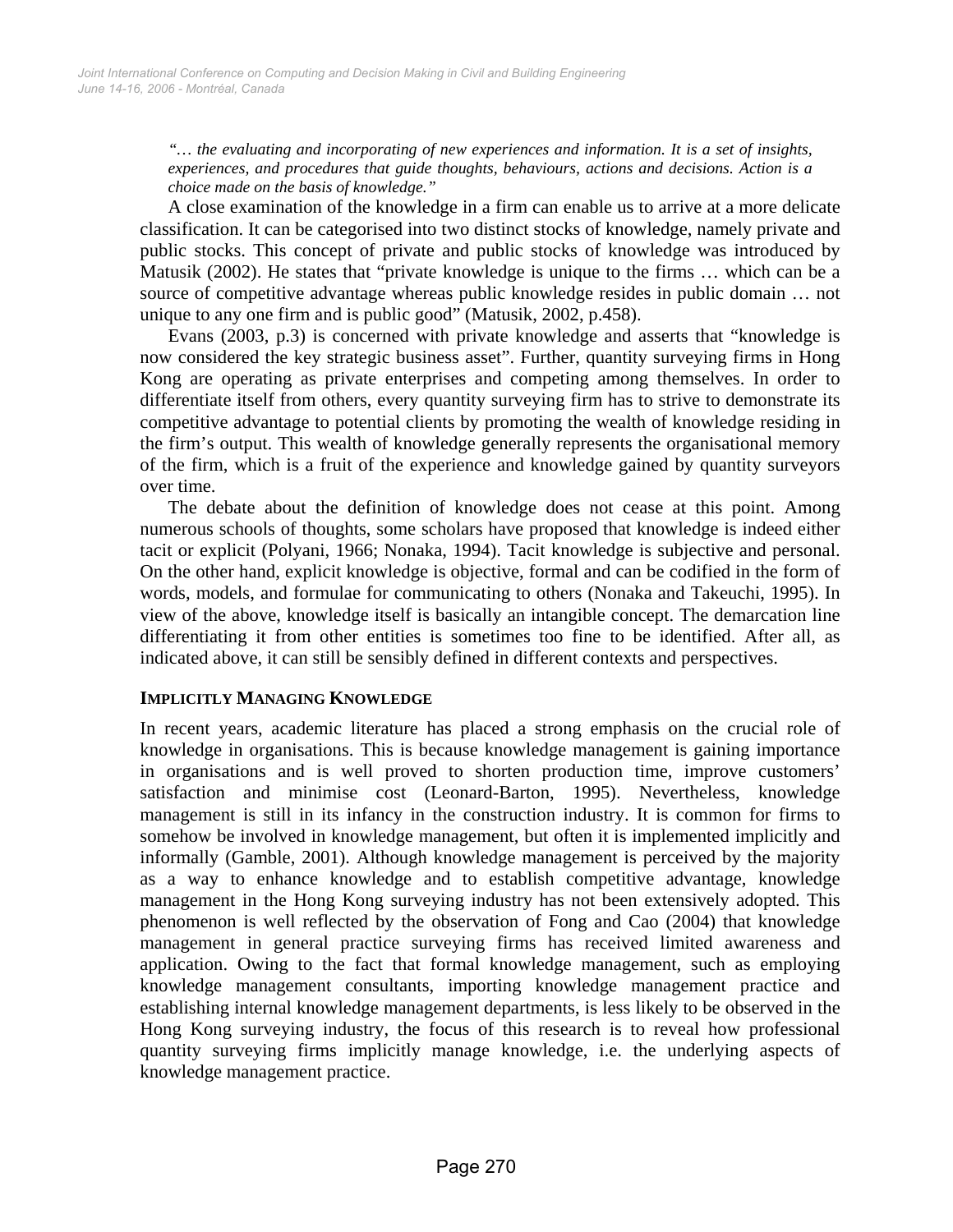*"… the evaluating and incorporating of new experiences and information. It is a set of insights, experiences, and procedures that guide thoughts, behaviours, actions and decisions. Action is a choice made on the basis of knowledge."*

A close examination of the knowledge in a firm can enable us to arrive at a more delicate classification. It can be categorised into two distinct stocks of knowledge, namely private and public stocks. This concept of private and public stocks of knowledge was introduced by Matusik (2002). He states that "private knowledge is unique to the firms … which can be a source of competitive advantage whereas public knowledge resides in public domain … not unique to any one firm and is public good" (Matusik, 2002, p.458).

Evans (2003, p.3) is concerned with private knowledge and asserts that "knowledge is now considered the key strategic business asset". Further, quantity surveying firms in Hong Kong are operating as private enterprises and competing among themselves. In order to differentiate itself from others, every quantity surveying firm has to strive to demonstrate its competitive advantage to potential clients by promoting the wealth of knowledge residing in the firm's output. This wealth of knowledge generally represents the organisational memory of the firm, which is a fruit of the experience and knowledge gained by quantity surveyors over time.

The debate about the definition of knowledge does not cease at this point. Among numerous schools of thoughts, some scholars have proposed that knowledge is indeed either tacit or explicit (Polyani, 1966; Nonaka, 1994). Tacit knowledge is subjective and personal. On the other hand, explicit knowledge is objective, formal and can be codified in the form of words, models, and formulae for communicating to others (Nonaka and Takeuchi, 1995). In view of the above, knowledge itself is basically an intangible concept. The demarcation line differentiating it from other entities is sometimes too fine to be identified. After all, as indicated above, it can still be sensibly defined in different contexts and perspectives.

## IMPLICITLY MANAGING KNOWLEDGE

In recent years, academic literature has placed a strong emphasis on the crucial role of knowledge in organisations. This is because knowledge management is gaining importance in organisations and is well proved to shorten production time, improve customers' satisfaction and minimise cost (Leonard-Barton, 1995). Nevertheless, knowledge management is still in its infancy in the construction industry. It is common for firms to somehow be involved in knowledge management, but often it is implemented implicitly and informally (Gamble, 2001). Although knowledge management is perceived by the majority as a way to enhance knowledge and to establish competitive advantage, knowledge management in the Hong Kong surveying industry has not been extensively adopted. This phenomenon is well reflected by the observation of Fong and Cao (2004) that knowledge management in general practice surveying firms has received limited awareness and application. Owing to the fact that formal knowledge management, such as employing knowledge management consultants, importing knowledge management practice and establishing internal knowledge management departments, is less likely to be observed in the Hong Kong surveying industry, the focus of this research is to reveal how professional quantity surveying firms implicitly manage knowledge, i.e. the underlying aspects of knowledge management practice.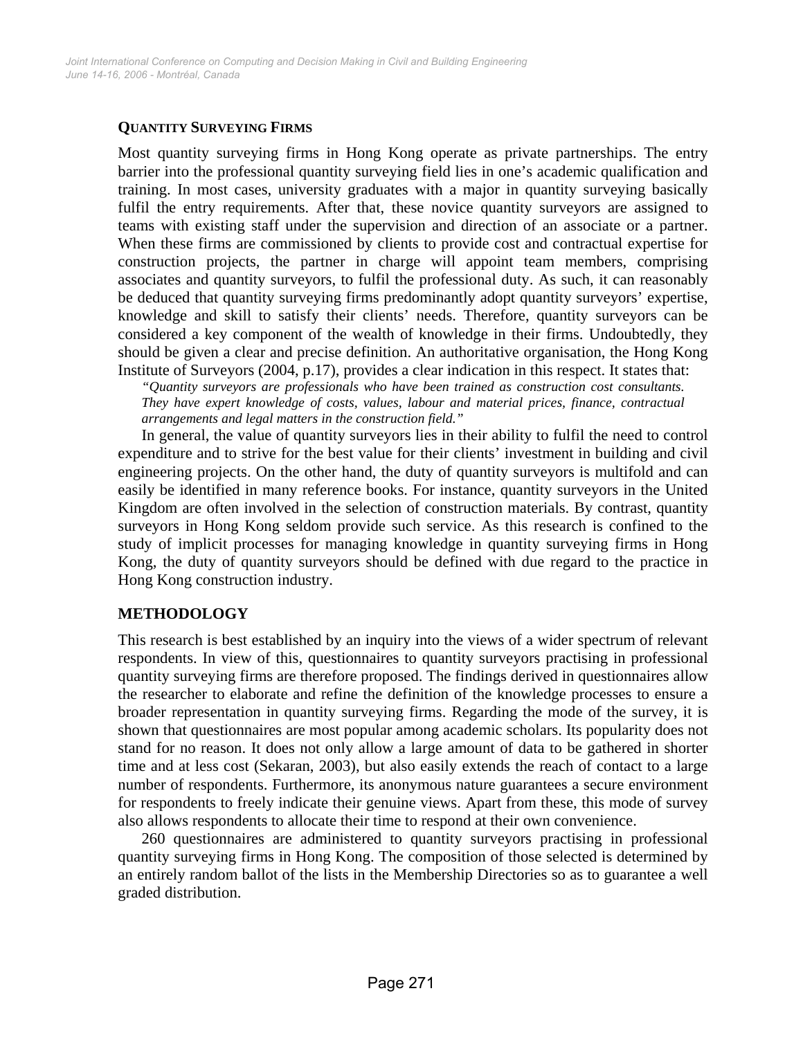## QUANTITY SURVEYING FIRMS

Most quantity surveying firms in Hong Kong operate as private partnerships. The entry barrier into the professional quantity surveying field lies in one's academic qualification and training. In most cases, university graduates with a major in quantity surveying basically fulfil the entry requirements. After that, these novice quantity surveyors are assigned to teams with existing staff under the supervision and direction of an associate or a partner. When these firms are commissioned by clients to provide cost and contractual expertise for construction projects, the partner in charge will appoint team members, comprising associates and quantity surveyors, to fulfil the professional duty. As such, it can reasonably be deduced that quantity surveying firms predominantly adopt quantity surveyors' expertise, knowledge and skill to satisfy their clients' needs. Therefore, quantity surveyors can be considered a key component of the wealth of knowledge in their firms. Undoubtedly, they should be given a clear and precise definition. An authoritative organisation, the Hong Kong Institute of Surveyors (2004, p.17), provides a clear indication in this respect. It states that:

> *"Quantity surveyors are professionals who have been trained as construction cost consultants. They have expert knowledge of costs, values, labour and material prices, finance, contractual arrangements and legal matters in the construction field."*

In general, the value of quantity surveyors lies in their ability to fulfil the need to control expenditure and to strive for the best value for their clients' investment in building and civil engineering projects. On the other hand, the duty of quantity surveyors is multifold and can easily be identified in many reference books. For instance, quantity surveyors in the United Kingdom are often involved in the selection of construction materials. By contrast, quantity surveyors in Hong Kong seldom provide such service. As this research is confined to the study of implicit processes for managing knowledge in quantity surveying firms in Hong Kong, the duty of quantity surveyors should be defined with due regard to the practice in Hong Kong construction industry.

## METHODOLOGY

This research is best established by an inquiry into the views of a wider spectrum of relevant respondents. In view of this, questionnaires to quantity surveyors practising in professional quantity surveying firms are therefore proposed. The findings derived in questionnaires allow the researcher to elaborate and refine the definition of the knowledge processes to ensure a broader representation in quantity surveying firms. Regarding the mode of the survey, it is shown that questionnaires are most popular among academic scholars. Its popularity does not stand for no reason. It does not only allow a large amount of data to be gathered in shorter time and at less cost (Sekaran, 2003), but also easily extends the reach of contact to a large number of respondents. Furthermore, its anonymous nature guarantees a secure environment for respondents to freely indicate their genuine views. Apart from these, this mode of survey also allows respondents to allocate their time to respond at their own convenience.

260 questionnaires are administered to quantity surveyors practising in professional quantity surveying firms in Hong Kong. The composition of those selected is determined by an entirely random ballot of the lists in the Membership Directories so as to guarantee a well graded distribution.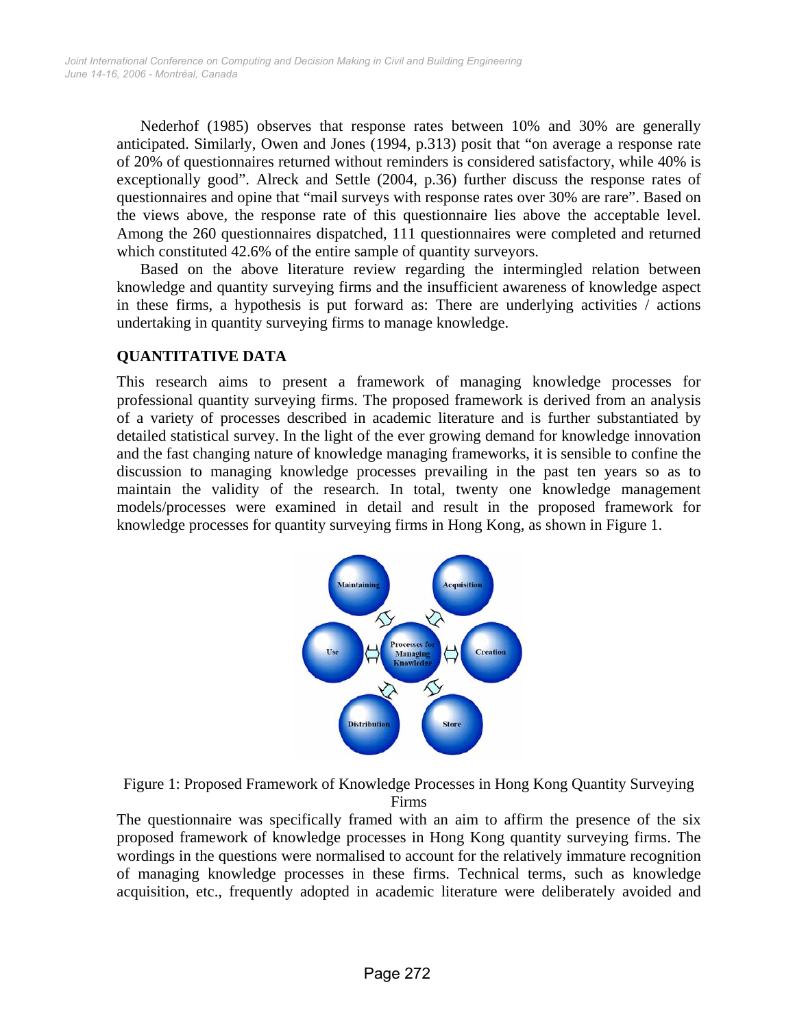Nederhof (1985) observes that response rates between 10% and 30% are generally anticipated. Similarly, Owen and Jones (1994, p.313) posit that "on average a response rate of 20% of questionnaires returned without reminders is considered satisfactory, while 40% is exceptionally good". Alreck and Settle (2004, p.36) further discuss the response rates of questionnaires and opine that "mail surveys with response rates over 30% are rare". Based on the views above, the response rate of this questionnaire lies above the acceptable level. Among the 260 questionnaires dispatched, 111 questionnaires were completed and returned which constituted 42.6% of the entire sample of quantity surveyors.

Based on the above literature review regarding the intermingled relation between knowledge and quantity surveying firms and the insufficient awareness of knowledge aspect in these firms, a hypothesis is put forward as: There are underlying activities / actions undertaking in quantity surveying firms to manage knowledge.

## QUANTITATIVE DATA

This research aims to present a framework of managing knowledge processes for professional quantity surveying firms. The proposed framework is derived from an analysis of a variety of processes described in academic literature and is further substantiated by detailed statistical survey. In the light of the ever growing demand for knowledge innovation and the fast changing nature of knowledge managing frameworks, it is sensible to confine the discussion to managing knowledge processes prevailing in the past ten years so as to maintain the validity of the research. In total, twenty one knowledge management models/processes were examined in detail and result in the proposed framework for knowledge processes for quantity surveying firms in Hong Kong, as shown in Figure 1.

Figure 1: Proposed Framework of Knowledge Processes in Hong Kong Quantity Surveying Firms

The questionnaire was specifically framed with an aim to affirm the presence of the six proposed framework of knowledge processes in Hong Kong quantity surveying firms. The wordings in the questions were normalised to account for the relatively immature recognition of managing knowledge processes in these firms. Technical terms, such as knowledge acquisition, etc., frequently adopted in academic literature were deliberately avoided and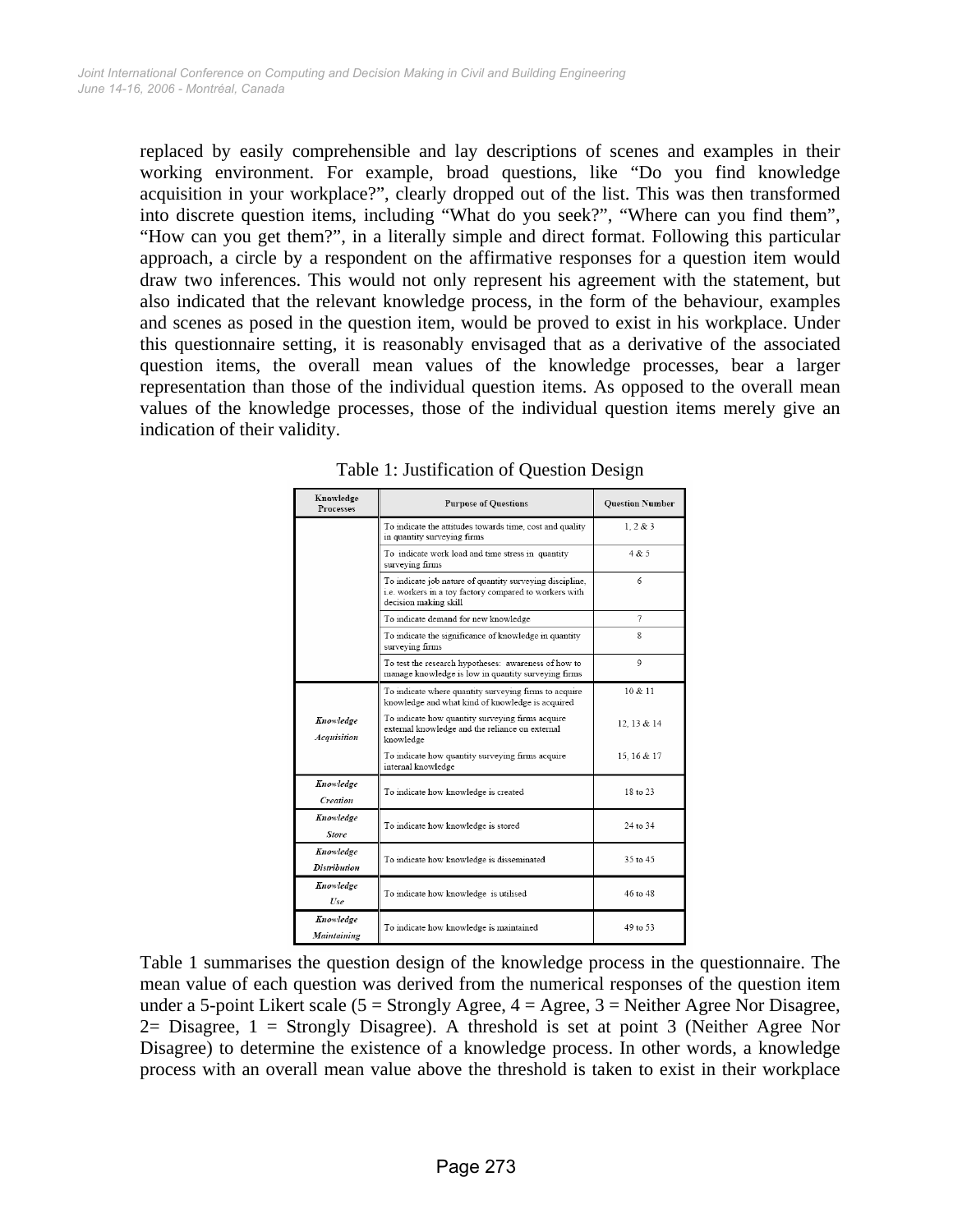replaced by easily comprehensible and lay descriptions of scenes and examples in their working environment. For example, broad questions, like "Do you find knowledge acquisition in your workplace?", clearly dropped out of the list. This was then transformed into discrete question items, including "What do you seek?", "Where can you find them", "How can you get them?", in a literally simple and direct format. Following this particular approach, a circle by a respondent on the affirmative responses for a question item would draw two inferences. This would not only represent his agreement with the statement, but also indicated that the relevant knowledge process, in the form of the behaviour, examples and scenes as posed in the question item, would be proved to exist in his workplace. Under this questionnaire setting, it is reasonably envisaged that as a derivative of the associated question items, the overall mean values of the knowledge processes, bear a larger representation than those of the individual question items. As opposed to the overall mean values of the knowledge processes, those of the individual question items merely give an indication of their validity.

Table 1: Justification of Question Design

| Knowledge Processes | Purpose of Questions | Question Number |
|---|---|---|
| | To indicate the attitudes towards time, cost and quality in quantity surveying firms | 1, 2 & 3 |
| | To indicate work load and time stress in quantity surveying firms | 4 & 5 |
| | To indicate job nature of quantity surveying discipline, i.e. workers in a toy factory compared to workers with decision making skill | 6 |
| | To indicate demand for new knowledge | 7 |
| | To indicate the significance of knowledge in quantity surveying firms | 8 |
| | To test the research hypotheses: awareness of how to manage knowledge is low in quantity surveying firms | 9 |
| *Knowledge Acquisition* | To indicate where quantity surveying firms to acquire knowledge and what kind of knowledge is acquired | 10 & 11 |
| | To indicate how quantity surveying firms acquire external knowledge and the reliance on external knowledge | 12, 13 & 14 |
| | To indicate how quantity surveying firms acquire internal knowledge | 15, 16 & 17 |
| *Knowledge Creation* | To indicate how knowledge is created | 18 to 23 |
| *Knowledge Store* | To indicate how knowledge is stored | 24 to 34 |
| *Knowledge Distribution* | To indicate how knowledge is disseminated | 35 to 45 |
| *Knowledge Use* | To indicate how knowledge is utilsed | 46 to 48 |
| *Knowledge Maintaining* | To indicate how knowledge is maintained | 49 to 53 |

Table 1 summarises the question design of the knowledge process in the questionnaire. The mean value of each question was derived from the numerical responses of the question item under a 5-point Likert scale (5 = Strongly Agree, 4 = Agree, 3 = Neither Agree Nor Disagree, 2= Disagree, 1 = Strongly Disagree). A threshold is set at point 3 (Neither Agree Nor Disagree) to determine the existence of a knowledge process. In other words, a knowledge process with an overall mean value above the threshold is taken to exist in their workplace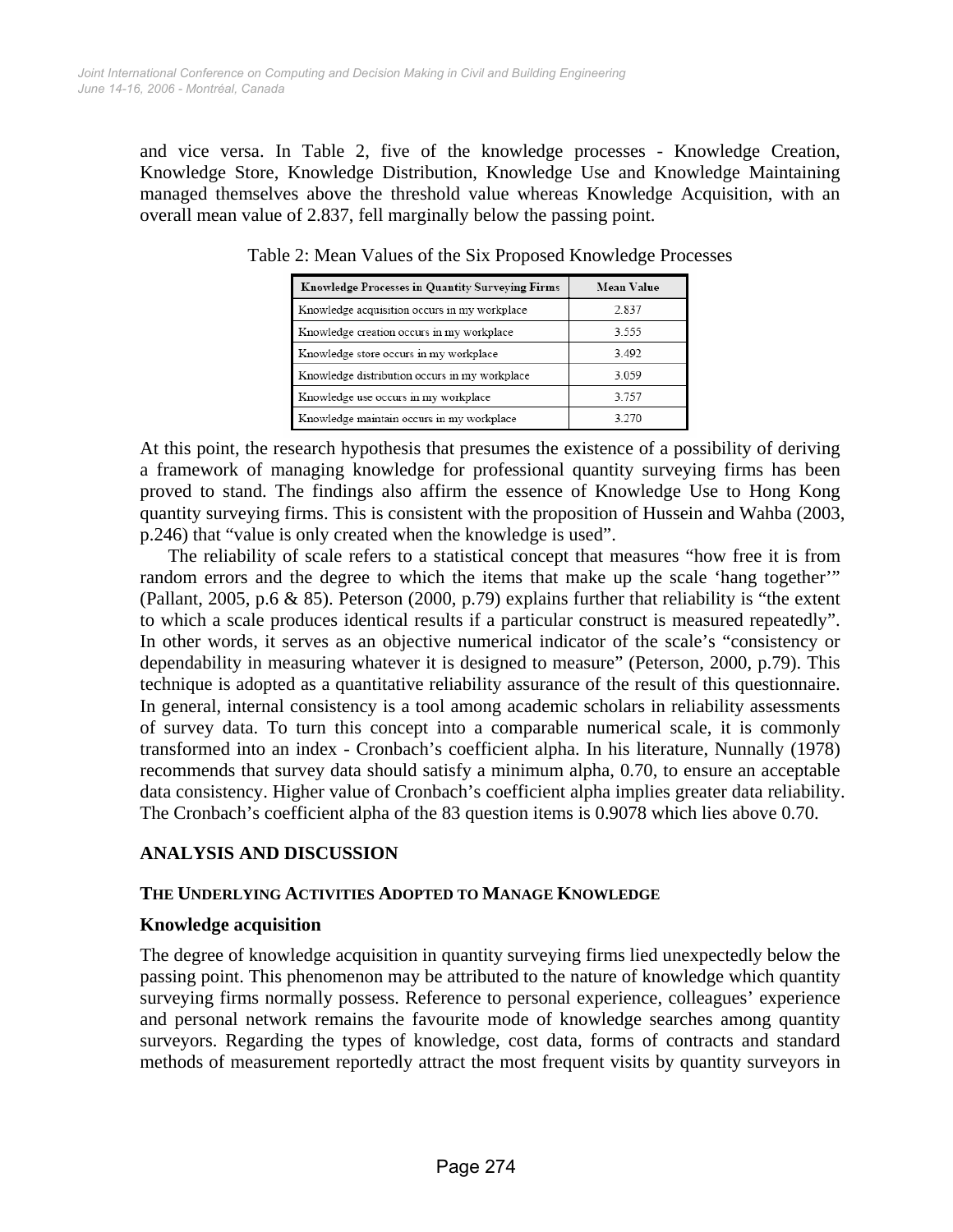and vice versa. In Table 2, five of the knowledge processes - Knowledge Creation, Knowledge Store, Knowledge Distribution, Knowledge Use and Knowledge Maintaining managed themselves above the threshold value whereas Knowledge Acquisition, with an overall mean value of 2.837, fell marginally below the passing point.

Table 2: Mean Values of the Six Proposed Knowledge Processes

| Knowledge Processes in Quantity Surveying Firms | Mean Value |
|---|---|
| Knowledge acquisition occurs in my workplace | 2.837 |
| Knowledge creation occurs in my workplace | 3.555 |
| Knowledge store occurs in my workplace | 3.492 |
| Knowledge distribution occurs in my workplace | 3.059 |
| Knowledge use occurs in my workplace | 3.757 |
| Knowledge maintain occurs in my workplace | 3.270 |

At this point, the research hypothesis that presumes the existence of a possibility of deriving a framework of managing knowledge for professional quantity surveying firms has been proved to stand. The findings also affirm the essence of Knowledge Use to Hong Kong quantity surveying firms. This is consistent with the proposition of Hussein and Wahba (2003, p.246) that "value is only created when the knowledge is used".

The reliability of scale refers to a statistical concept that measures "how free it is from random errors and the degree to which the items that make up the scale 'hang together'" (Pallant, 2005, p.6 & 85). Peterson (2000, p.79) explains further that reliability is "the extent to which a scale produces identical results if a particular construct is measured repeatedly". In other words, it serves as an objective numerical indicator of the scale's "consistency or dependability in measuring whatever it is designed to measure" (Peterson, 2000, p.79). This technique is adopted as a quantitative reliability assurance of the result of this questionnaire. In general, internal consistency is a tool among academic scholars in reliability assessments of survey data. To turn this concept into a comparable numerical scale, it is commonly transformed into an index - Cronbach's coefficient alpha. In his literature, Nunnally (1978) recommends that survey data should satisfy a minimum alpha, 0.70, to ensure an acceptable data consistency. Higher value of Cronbach's coefficient alpha implies greater data reliability. The Cronbach's coefficient alpha of the 83 question items is 0.9078 which lies above 0.70.

## ANALYSIS AND DISCUSSION

### THE UNDERLYING ACTIVITIES ADOPTED TO MANAGE KNOWLEDGE

#### Knowledge acquisition

The degree of knowledge acquisition in quantity surveying firms lied unexpectedly below the passing point. This phenomenon may be attributed to the nature of knowledge which quantity surveying firms normally possess. Reference to personal experience, colleagues' experience and personal network remains the favourite mode of knowledge searches among quantity surveyors. Regarding the types of knowledge, cost data, forms of contracts and standard methods of measurement reportedly attract the most frequent visits by quantity surveyors in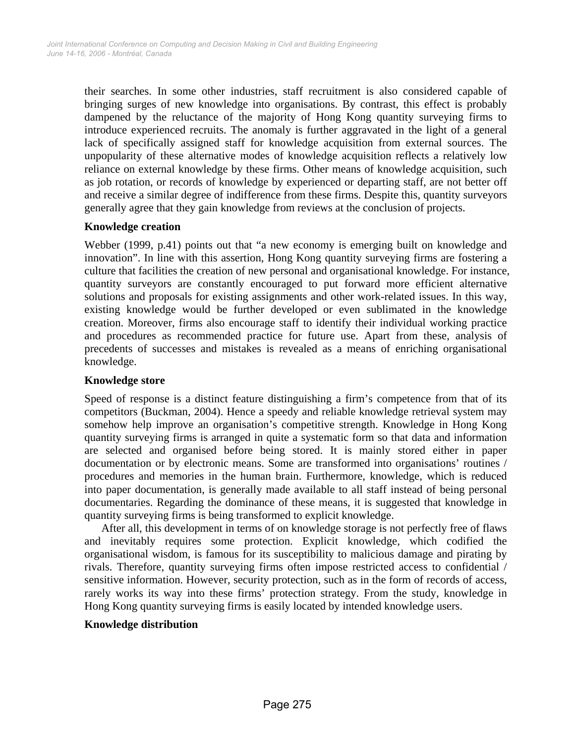their searches. In some other industries, staff recruitment is also considered capable of bringing surges of new knowledge into organisations. By contrast, this effect is probably dampened by the reluctance of the majority of Hong Kong quantity surveying firms to introduce experienced recruits. The anomaly is further aggravated in the light of a general lack of specifically assigned staff for knowledge acquisition from external sources. The unpopularity of these alternative modes of knowledge acquisition reflects a relatively low reliance on external knowledge by these firms. Other means of knowledge acquisition, such as job rotation, or records of knowledge by experienced or departing staff, are not better off and receive a similar degree of indifference from these firms. Despite this, quantity surveyors generally agree that they gain knowledge from reviews at the conclusion of projects.

**Knowledge creation**

Webber (1999, p.41) points out that "a new economy is emerging built on knowledge and innovation". In line with this assertion, Hong Kong quantity surveying firms are fostering a culture that facilities the creation of new personal and organisational knowledge. For instance, quantity surveyors are constantly encouraged to put forward more efficient alternative solutions and proposals for existing assignments and other work-related issues. In this way, existing knowledge would be further developed or even sublimated in the knowledge creation. Moreover, firms also encourage staff to identify their individual working practice and procedures as recommended practice for future use. Apart from these, analysis of precedents of successes and mistakes is revealed as a means of enriching organisational knowledge.

**Knowledge store**

Speed of response is a distinct feature distinguishing a firm's competence from that of its competitors (Buckman, 2004). Hence a speedy and reliable knowledge retrieval system may somehow help improve an organisation's competitive strength. Knowledge in Hong Kong quantity surveying firms is arranged in quite a systematic form so that data and information are selected and organised before being stored. It is mainly stored either in paper documentation or by electronic means. Some are transformed into organisations' routines / procedures and memories in the human brain. Furthermore, knowledge, which is reduced into paper documentation, is generally made available to all staff instead of being personal documentaries. Regarding the dominance of these means, it is suggested that knowledge in quantity surveying firms is being transformed to explicit knowledge.

After all, this development in terms of on knowledge storage is not perfectly free of flaws and inevitably requires some protection. Explicit knowledge, which codified the organisational wisdom, is famous for its susceptibility to malicious damage and pirating by rivals. Therefore, quantity surveying firms often impose restricted access to confidential / sensitive information. However, security protection, such as in the form of records of access, rarely works its way into these firms' protection strategy. From the study, knowledge in Hong Kong quantity surveying firms is easily located by intended knowledge users.

**Knowledge distribution**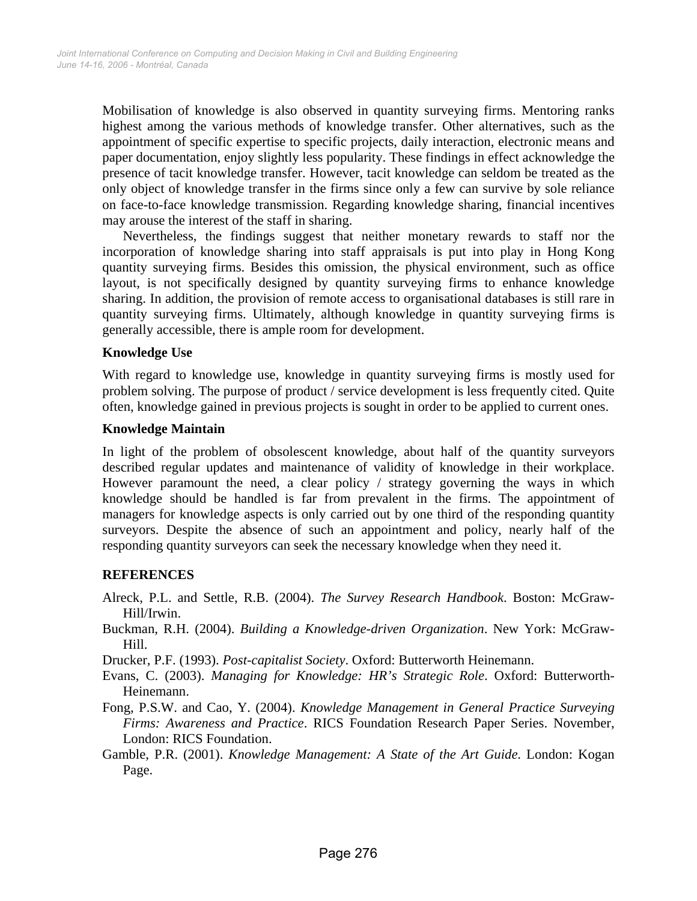Mobilisation of knowledge is also observed in quantity surveying firms. Mentoring ranks highest among the various methods of knowledge transfer. Other alternatives, such as the appointment of specific expertise to specific projects, daily interaction, electronic means and paper documentation, enjoy slightly less popularity. These findings in effect acknowledge the presence of tacit knowledge transfer. However, tacit knowledge can seldom be treated as the only object of knowledge transfer in the firms since only a few can survive by sole reliance on face-to-face knowledge transmission. Regarding knowledge sharing, financial incentives may arouse the interest of the staff in sharing.

Nevertheless, the findings suggest that neither monetary rewards to staff nor the incorporation of knowledge sharing into staff appraisals is put into play in Hong Kong quantity surveying firms. Besides this omission, the physical environment, such as office layout, is not specifically designed by quantity surveying firms to enhance knowledge sharing. In addition, the provision of remote access to organisational databases is still rare in quantity surveying firms. Ultimately, although knowledge in quantity surveying firms is generally accessible, there is ample room for development.

### Knowledge Use

With regard to knowledge use, knowledge in quantity surveying firms is mostly used for problem solving. The purpose of product / service development is less frequently cited. Quite often, knowledge gained in previous projects is sought in order to be applied to current ones.

### Knowledge Maintain

In light of the problem of obsolescent knowledge, about half of the quantity surveyors described regular updates and maintenance of validity of knowledge in their workplace. However paramount the need, a clear policy / strategy governing the ways in which knowledge should be handled is far from prevalent in the firms. The appointment of managers for knowledge aspects is only carried out by one third of the responding quantity surveyors. Despite the absence of such an appointment and policy, nearly half of the responding quantity surveyors can seek the necessary knowledge when they need it.

## REFERENCES

Alreck, P.L. and Settle, R.B. (2004). *The Survey Research Handbook*. Boston: McGraw-Hill/Irwin.

Buckman, R.H. (2004). *Building a Knowledge-driven Organization*. New York: McGraw-Hill.

Drucker, P.F. (1993). *Post-capitalist Society*. Oxford: Butterworth Heinemann.

Evans, C. (2003). *Managing for Knowledge: HR's Strategic Role*. Oxford: Butterworth-Heinemann.

Fong, P.S.W. and Cao, Y. (2004). *Knowledge Management in General Practice Surveying Firms: Awareness and Practice*. RICS Foundation Research Paper Series. November, London: RICS Foundation.

Gamble, P.R. (2001). *Knowledge Management: A State of the Art Guide*. London: Kogan Page.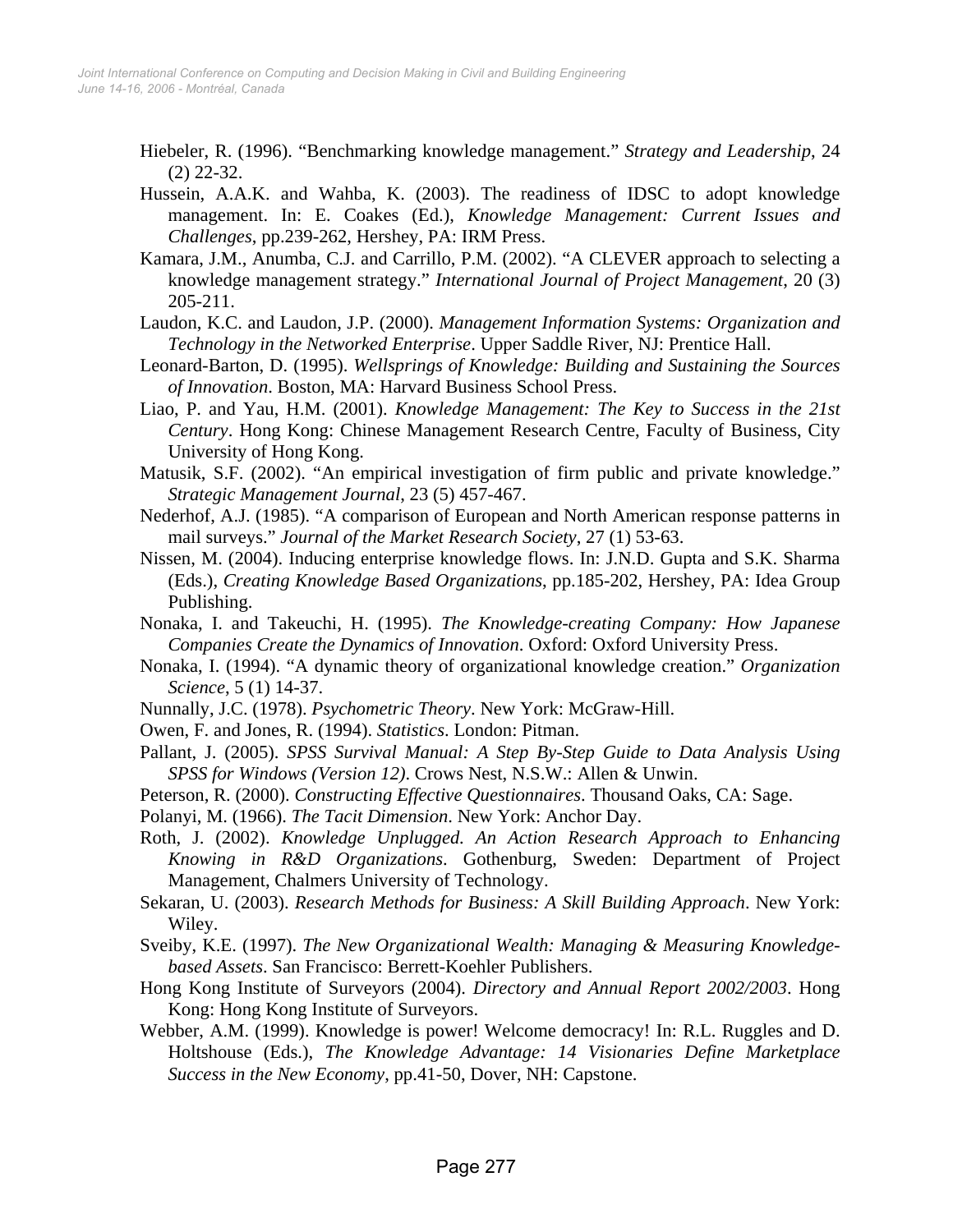Hiebeler, R. (1996). "Benchmarking knowledge management." *Strategy and Leadership*, 24 (2) 22-32.

Hussein, A.A.K. and Wahba, K. (2003). The readiness of IDSC to adopt knowledge management. In: E. Coakes (Ed.), *Knowledge Management: Current Issues and Challenges*, pp.239-262, Hershey, PA: IRM Press.

Kamara, J.M., Anumba, C.J. and Carrillo, P.M. (2002). "A CLEVER approach to selecting a knowledge management strategy." *International Journal of Project Management*, 20 (3) 205-211.

Laudon, K.C. and Laudon, J.P. (2000). *Management Information Systems: Organization and Technology in the Networked Enterprise*. Upper Saddle River, NJ: Prentice Hall.

Leonard-Barton, D. (1995). *Wellsprings of Knowledge: Building and Sustaining the Sources of Innovation*. Boston, MA: Harvard Business School Press.

Liao, P. and Yau, H.M. (2001). *Knowledge Management: The Key to Success in the 21st Century*. Hong Kong: Chinese Management Research Centre, Faculty of Business, City University of Hong Kong.

Matusik, S.F. (2002). "An empirical investigation of firm public and private knowledge." *Strategic Management Journal*, 23 (5) 457-467.

Nederhof, A.J. (1985). "A comparison of European and North American response patterns in mail surveys." *Journal of the Market Research Society*, 27 (1) 53-63.

Nissen, M. (2004). Inducing enterprise knowledge flows. In: J.N.D. Gupta and S.K. Sharma (Eds.), *Creating Knowledge Based Organizations*, pp.185-202, Hershey, PA: Idea Group Publishing.

Nonaka, I. and Takeuchi, H. (1995). *The Knowledge-creating Company: How Japanese Companies Create the Dynamics of Innovation*. Oxford: Oxford University Press.

Nonaka, I. (1994). "A dynamic theory of organizational knowledge creation." *Organization Science*, 5 (1) 14-37.

Nunnally, J.C. (1978). *Psychometric Theory*. New York: McGraw-Hill.

Owen, F. and Jones, R. (1994). *Statistics*. London: Pitman.

Pallant, J. (2005). *SPSS Survival Manual: A Step By-Step Guide to Data Analysis Using SPSS for Windows (Version 12)*. Crows Nest, N.S.W.: Allen & Unwin.

Peterson, R. (2000). *Constructing Effective Questionnaires*. Thousand Oaks, CA: Sage.

Polanyi, M. (1966). *The Tacit Dimension*. New York: Anchor Day.

Roth, J. (2002). *Knowledge Unplugged. An Action Research Approach to Enhancing Knowing in R&D Organizations*. Gothenburg, Sweden: Department of Project Management, Chalmers University of Technology.

Sekaran, U. (2003). *Research Methods for Business: A Skill Building Approach*. New York: Wiley.

Sveiby, K.E. (1997). *The New Organizational Wealth: Managing & Measuring Knowledge-based Assets*. San Francisco: Berrett-Koehler Publishers.

Hong Kong Institute of Surveyors (2004). *Directory and Annual Report 2002/2003*. Hong Kong: Hong Kong Institute of Surveyors.

Webber, A.M. (1999). Knowledge is power! Welcome democracy! In: R.L. Ruggles and D. Holtshouse (Eds.), *The Knowledge Advantage: 14 Visionaries Define Marketplace Success in the New Economy*, pp.41-50, Dover, NH: Capstone.